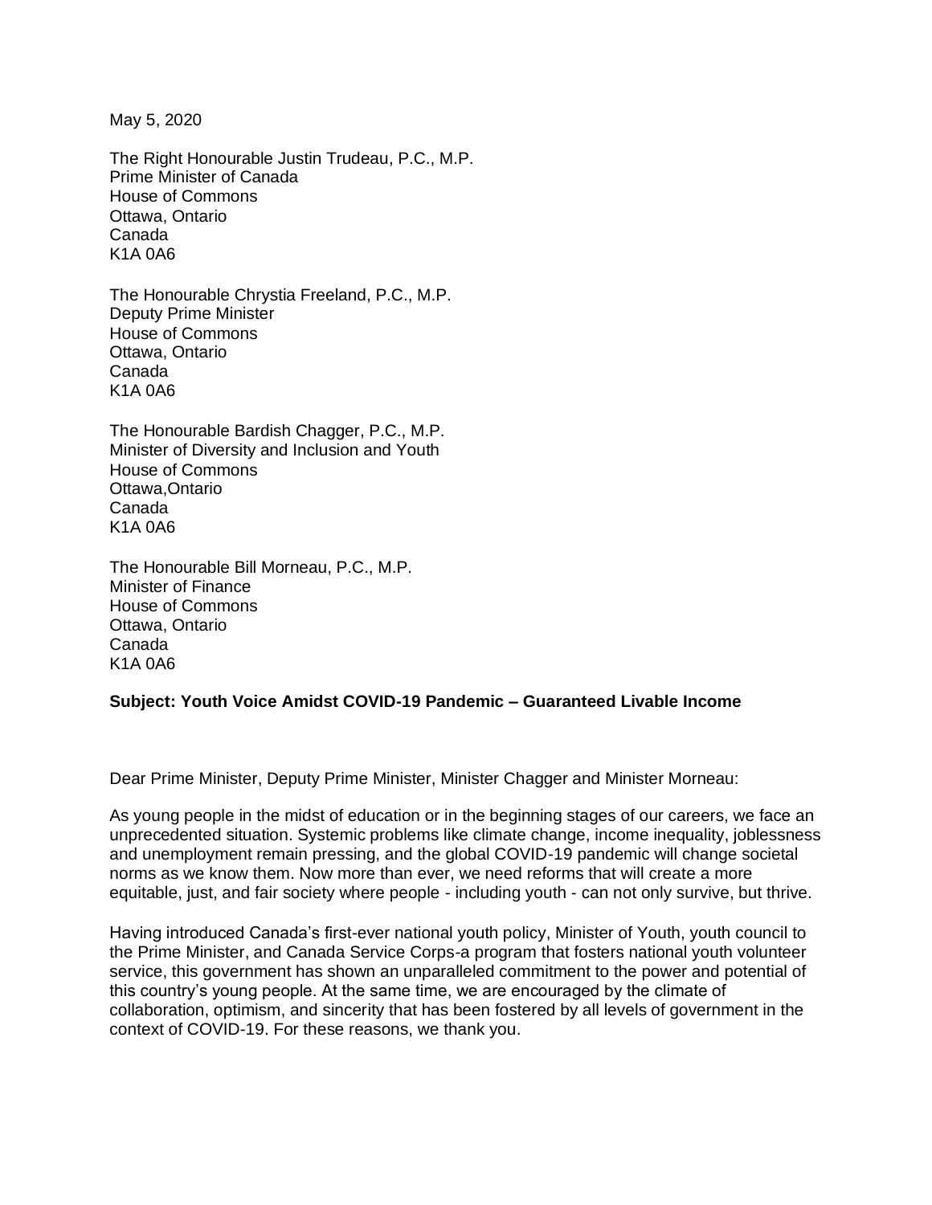May 5, 2020

The Right Honourable Justin Trudeau, P.C., M.P.
Prime Minister of Canada
House of Commons
Ottawa, Ontario
Canada
K1A 0A6

The Honourable Chrystia Freeland, P.C., M.P.
Deputy Prime Minister
House of Commons
Ottawa, Ontario
Canada
K1A 0A6

The Honourable Bardish Chagger, P.C., M.P.
Minister of Diversity and Inclusion and Youth
House of Commons
Ottawa,Ontario
Canada
K1A 0A6

The Honourable Bill Morneau, P.C., M.P.
Minister of Finance
House of Commons
Ottawa, Ontario
Canada
K1A 0A6

**Subject: Youth Voice Amidst COVID-19 Pandemic – Guaranteed Livable Income**

Dear Prime Minister, Deputy Prime Minister, Minister Chagger and Minister Morneau:

As young people in the midst of education or in the beginning stages of our careers, we face an unprecedented situation. Systemic problems like climate change, income inequality, joblessness and unemployment remain pressing, and the global COVID-19 pandemic will change societal norms as we know them. Now more than ever, we need reforms that will create a more equitable, just, and fair society where people - including youth - can not only survive, but thrive.

Having introduced Canada's first-ever national youth policy, Minister of Youth, youth council to the Prime Minister, and Canada Service Corps-a program that fosters national youth volunteer service, this government has shown an unparalleled commitment to the power and potential of this country's young people. At the same time, we are encouraged by the climate of collaboration, optimism, and sincerity that has been fostered by all levels of government in the context of COVID-19. For these reasons, we thank you.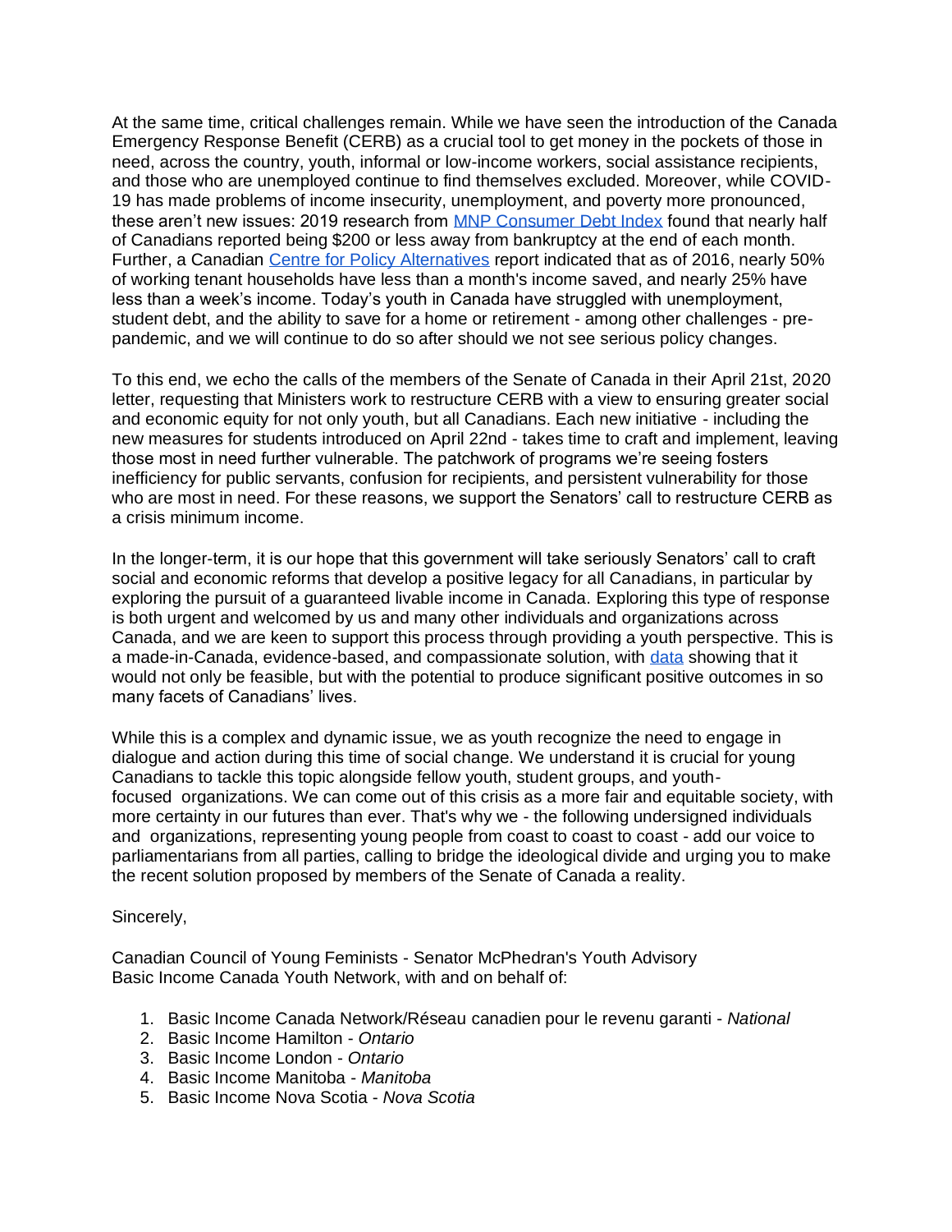At the same time, critical challenges remain. While we have seen the introduction of the Canada Emergency Response Benefit (CERB) as a crucial tool to get money in the pockets of those in need, across the country, youth, informal or low-income workers, social assistance recipients, and those who are unemployed continue to find themselves excluded. Moreover, while COVID-19 has made problems of income insecurity, unemployment, and poverty more pronounced, these aren't new issues: 2019 research from MNP Consumer Debt Index found that nearly half of Canadians reported being $200 or less away from bankruptcy at the end of each month. Further, a Canadian Centre for Policy Alternatives report indicated that as of 2016, nearly 50% of working tenant households have less than a month's income saved, and nearly 25% have less than a week's income. Today's youth in Canada have struggled with unemployment, student debt, and the ability to save for a home or retirement - among other challenges - pre-pandemic, and we will continue to do so after should we not see serious policy changes.

To this end, we echo the calls of the members of the Senate of Canada in their April 21st, 2020 letter, requesting that Ministers work to restructure CERB with a view to ensuring greater social and economic equity for not only youth, but all Canadians. Each new initiative - including the new measures for students introduced on April 22nd - takes time to craft and implement, leaving those most in need further vulnerable. The patchwork of programs we're seeing fosters inefficiency for public servants, confusion for recipients, and persistent vulnerability for those who are most in need. For these reasons, we support the Senators' call to restructure CERB as a crisis minimum income.

In the longer-term, it is our hope that this government will take seriously Senators' call to craft social and economic reforms that develop a positive legacy for all Canadians, in particular by exploring the pursuit of a guaranteed livable income in Canada. Exploring this type of response is both urgent and welcomed by us and many other individuals and organizations across Canada, and we are keen to support this process through providing a youth perspective. This is a made-in-Canada, evidence-based, and compassionate solution, with data showing that it would not only be feasible, but with the potential to produce significant positive outcomes in so many facets of Canadians' lives.

While this is a complex and dynamic issue, we as youth recognize the need to engage in dialogue and action during this time of social change. We understand it is crucial for young Canadians to tackle this topic alongside fellow youth, student groups, and youth-focused organizations. We can come out of this crisis as a more fair and equitable society, with more certainty in our futures than ever. That's why we - the following undersigned individuals and organizations, representing young people from coast to coast to coast - add our voice to parliamentarians from all parties, calling to bridge the ideological divide and urging you to make the recent solution proposed by members of the Senate of Canada a reality.

Sincerely,

Canadian Council of Young Feminists - Senator McPhedran's Youth Advisory
Basic Income Canada Youth Network, with and on behalf of:

1. Basic Income Canada Network/Réseau canadien pour le revenu garanti - *National*
2. Basic Income Hamilton - *Ontario*
3. Basic Income London - *Ontario*
4. Basic Income Manitoba - *Manitoba*
5. Basic Income Nova Scotia - *Nova Scotia*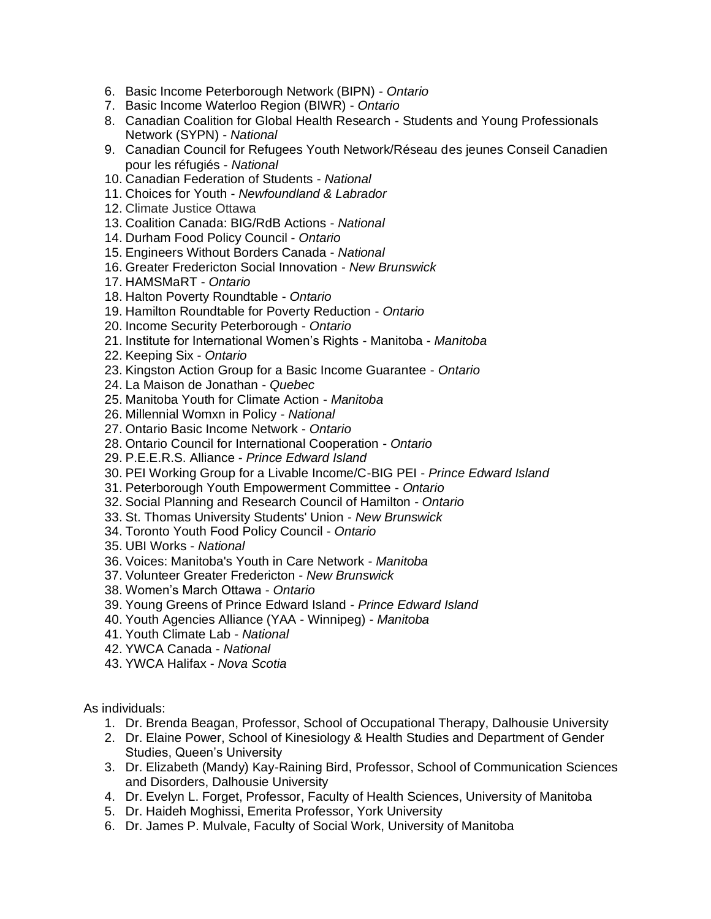6. Basic Income Peterborough Network (BIPN) - *Ontario*
7. Basic Income Waterloo Region (BIWR) - *Ontario*
8. Canadian Coalition for Global Health Research - Students and Young Professionals Network (SYPN) - *National*
9. Canadian Council for Refugees Youth Network/Réseau des jeunes Conseil Canadien pour les réfugiés - *National*
10. Canadian Federation of Students - *National*
11. Choices for Youth - *Newfoundland & Labrador*
12. Climate Justice Ottawa
13. Coalition Canada: BIG/RdB Actions - *National*
14. Durham Food Policy Council - *Ontario*
15. Engineers Without Borders Canada - *National*
16. Greater Fredericton Social Innovation - *New Brunswick*
17. HAMSMaRT - *Ontario*
18. Halton Poverty Roundtable - *Ontario*
19. Hamilton Roundtable for Poverty Reduction - *Ontario*
20. Income Security Peterborough - *Ontario*
21. Institute for International Women's Rights - Manitoba - *Manitoba*
22. Keeping Six - *Ontario*
23. Kingston Action Group for a Basic Income Guarantee - *Ontario*
24. La Maison de Jonathan - *Quebec*
25. Manitoba Youth for Climate Action - *Manitoba*
26. Millennial Womxn in Policy - *National*
27. Ontario Basic Income Network - *Ontario*
28. Ontario Council for International Cooperation - *Ontario*
29. P.E.E.R.S. Alliance - *Prince Edward Island*
30. PEI Working Group for a Livable Income/C-BIG PEI - *Prince Edward Island*
31. Peterborough Youth Empowerment Committee - *Ontario*
32. Social Planning and Research Council of Hamilton - *Ontario*
33. St. Thomas University Students' Union - *New Brunswick*
34. Toronto Youth Food Policy Council - *Ontario*
35. UBI Works - *National*
36. Voices: Manitoba's Youth in Care Network - *Manitoba*
37. Volunteer Greater Fredericton - *New Brunswick*
38. Women's March Ottawa - *Ontario*
39. Young Greens of Prince Edward Island - *Prince Edward Island*
40. Youth Agencies Alliance (YAA - Winnipeg) - *Manitoba*
41. Youth Climate Lab - *National*
42. YWCA Canada - *National*
43. YWCA Halifax - *Nova Scotia*

As individuals:

1. Dr. Brenda Beagan, Professor, School of Occupational Therapy, Dalhousie University
2. Dr. Elaine Power, School of Kinesiology & Health Studies and Department of Gender Studies, Queen's University
3. Dr. Elizabeth (Mandy) Kay-Raining Bird, Professor, School of Communication Sciences and Disorders, Dalhousie University
4. Dr. Evelyn L. Forget, Professor, Faculty of Health Sciences, University of Manitoba
5. Dr. Haideh Moghissi, Emerita Professor, York University
6. Dr. James P. Mulvale, Faculty of Social Work, University of Manitoba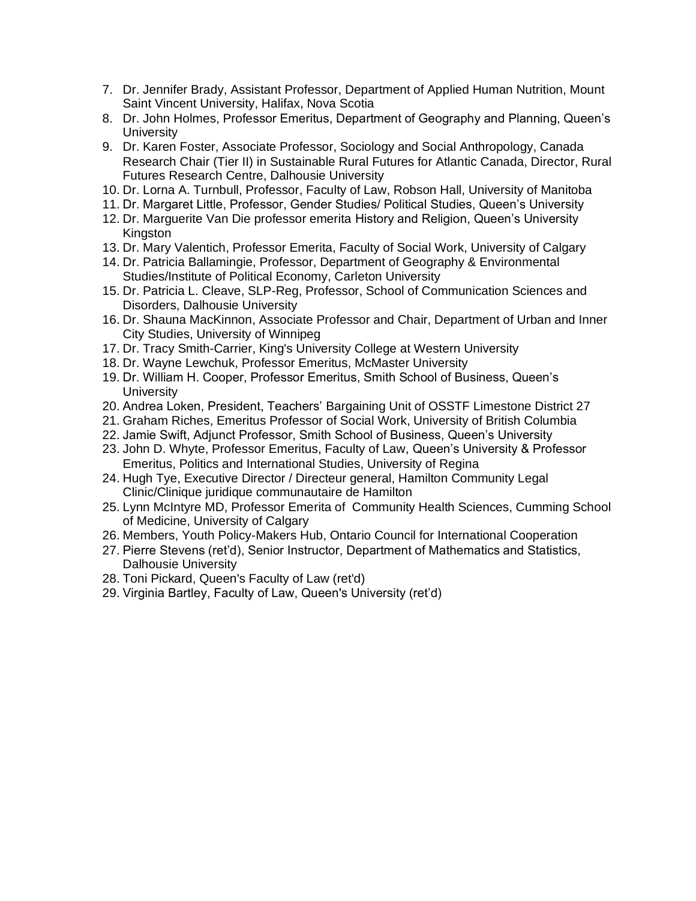7. Dr. Jennifer Brady, Assistant Professor, Department of Applied Human Nutrition, Mount Saint Vincent University, Halifax, Nova Scotia
8. Dr. John Holmes, Professor Emeritus, Department of Geography and Planning, Queen's University
9. Dr. Karen Foster, Associate Professor, Sociology and Social Anthropology, Canada Research Chair (Tier II) in Sustainable Rural Futures for Atlantic Canada, Director, Rural Futures Research Centre, Dalhousie University
10. Dr. Lorna A. Turnbull, Professor, Faculty of Law, Robson Hall, University of Manitoba
11. Dr. Margaret Little, Professor, Gender Studies/ Political Studies, Queen's University
12. Dr. Marguerite Van Die professor emerita History and Religion, Queen's University Kingston
13. Dr. Mary Valentich, Professor Emerita, Faculty of Social Work, University of Calgary
14. Dr. Patricia Ballamingie, Professor, Department of Geography & Environmental Studies/Institute of Political Economy, Carleton University
15. Dr. Patricia L. Cleave, SLP-Reg, Professor, School of Communication Sciences and Disorders, Dalhousie University
16. Dr. Shauna MacKinnon, Associate Professor and Chair, Department of Urban and Inner City Studies, University of Winnipeg
17. Dr. Tracy Smith-Carrier, King's University College at Western University
18. Dr. Wayne Lewchuk, Professor Emeritus, McMaster University
19. Dr. William H. Cooper, Professor Emeritus, Smith School of Business, Queen's University
20. Andrea Loken, President, Teachers' Bargaining Unit of OSSTF Limestone District 27
21. Graham Riches, Emeritus Professor of Social Work, University of British Columbia
22. Jamie Swift, Adjunct Professor, Smith School of Business, Queen's University
23. John D. Whyte, Professor Emeritus, Faculty of Law, Queen's University & Professor Emeritus, Politics and International Studies, University of Regina
24. Hugh Tye, Executive Director / Directeur general, Hamilton Community Legal Clinic/Clinique juridique communautaire de Hamilton
25. Lynn McIntyre MD, Professor Emerita of Community Health Sciences, Cumming School of Medicine, University of Calgary
26. Members, Youth Policy-Makers Hub, Ontario Council for International Cooperation
27. Pierre Stevens (ret'd), Senior Instructor, Department of Mathematics and Statistics, Dalhousie University
28. Toni Pickard, Queen's Faculty of Law (ret'd)
29. Virginia Bartley, Faculty of Law, Queen's University (ret'd)